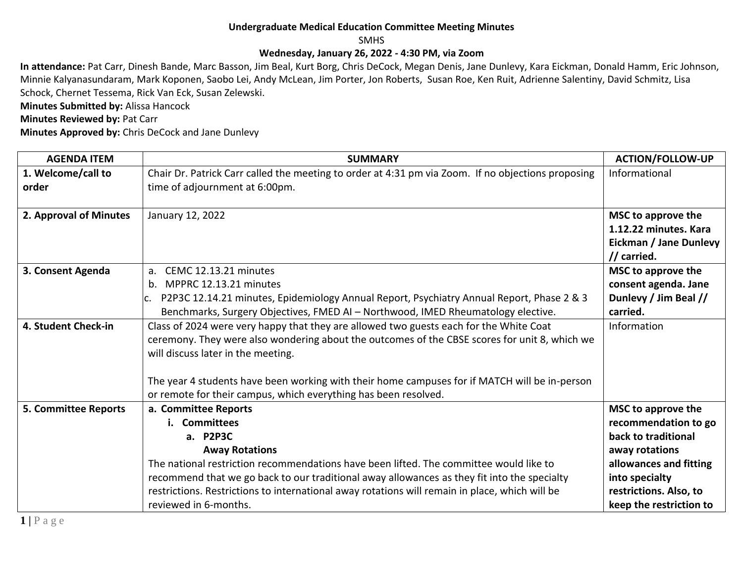**Undergraduate Medical Education Committee Meeting Minutes**

SMHS

**Wednesday, January 26, 2022 - 4:30 PM, via Zoom**

**In attendance:** Pat Carr, Dinesh Bande, Marc Basson, Jim Beal, Kurt Borg, Chris DeCock, Megan Denis, Jane Dunlevy, Kara Eickman, Donald Hamm, Eric Johnson, Minnie Kalyanasundaram, Mark Koponen, Saobo Lei, Andy McLean, Jim Porter, Jon Roberts, Susan Roe, Ken Ruit, Adrienne Salentiny, David Schmitz, Lisa Schock, Chernet Tessema, Rick Van Eck, Susan Zelewski.

**Minutes Submitted by:** Alissa Hancock

**Minutes Reviewed by:** Pat Carr

**Minutes Approved by:** Chris DeCock and Jane Dunlevy

| AGENDA ITEM | SUMMARY | ACTION/FOLLOW-UP |
|---|---|---|
| **1. Welcome/call to order** | Chair Dr. Patrick Carr called the meeting to order at 4:31 pm via Zoom. If no objections proposing time of adjournment at 6:00pm. | Informational |
| **2. Approval of Minutes** | January 12, 2022 | **MSC to approve the 1.12.22 minutes. Kara Eickman / Jane Dunlevy // carried.** |
| **3. Consent Agenda** | a. CEMC 12.13.21 minutes<br>b. MPPRC 12.13.21 minutes<br>c. P2P3C 12.14.21 minutes, Epidemiology Annual Report, Psychiatry Annual Report, Phase 2 & 3 Benchmarks, Surgery Objectives, FMED AI – Northwood, IMED Rheumatology elective. | **MSC to approve the consent agenda. Jane Dunlevy / Jim Beal // carried.** |
| **4. Student Check-in** | Class of 2024 were very happy that they are allowed two guests each for the White Coat ceremony. They were also wondering about the outcomes of the CBSE scores for unit 8, which we will discuss later in the meeting.<br><br>The year 4 students have been working with their home campuses for if MATCH will be in-person or remote for their campus, which everything has been resolved. | Information |
| **5. Committee Reports** | **a. Committee Reports**<br>**i. Committees**<br>**a. P2P3C**<br>**Away Rotations**<br>The national restriction recommendations have been lifted. The committee would like to recommend that we go back to our traditional away allowances as they fit into the specialty restrictions. Restrictions to international away rotations will remain in place, which will be reviewed in 6-months. | **MSC to approve the recommendation to go back to traditional away rotations allowances and fitting into specialty restrictions. Also, to keep the restriction to** |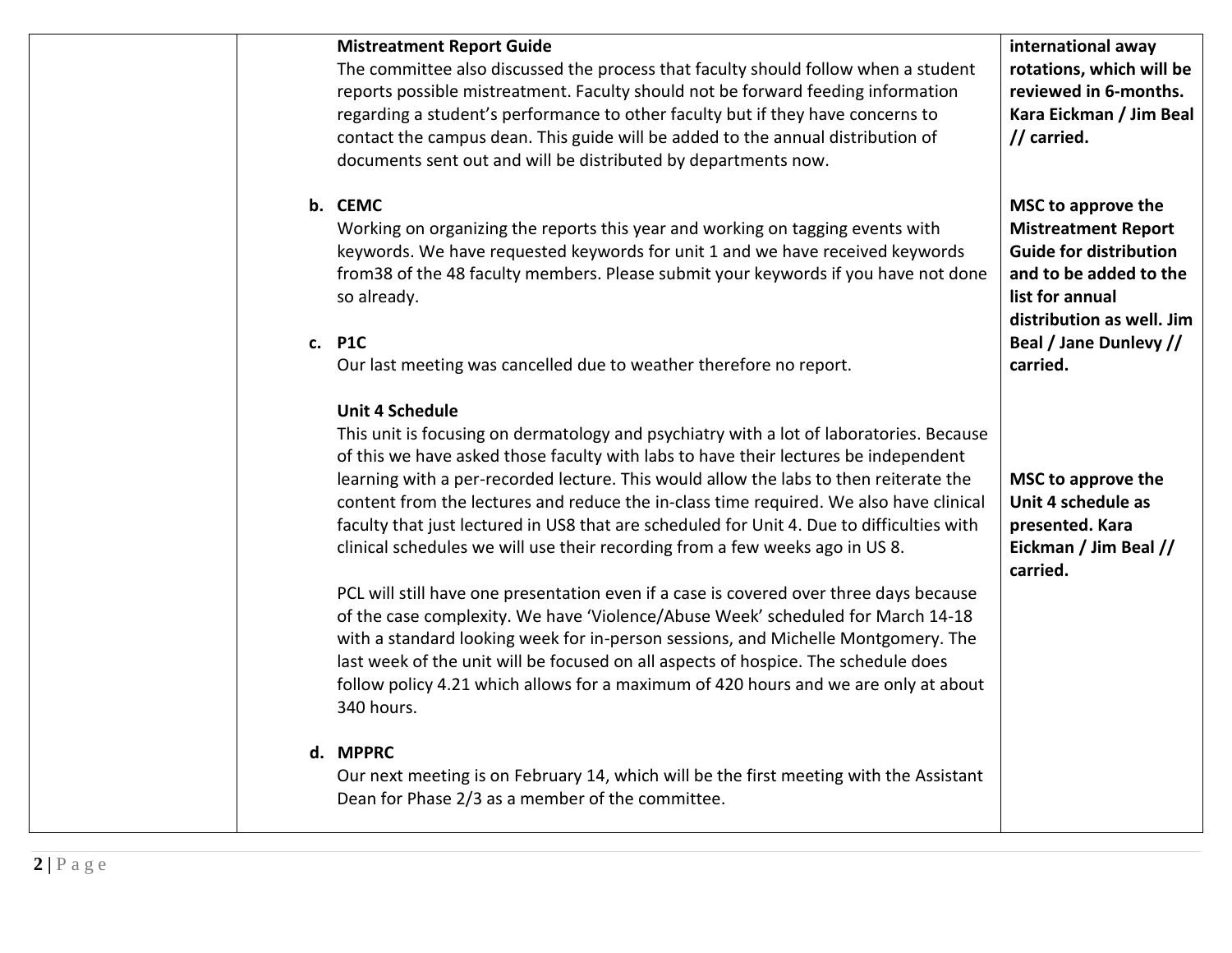| | Content | Action |
|---|---|---|
| | **Mistreatment Report Guide**<br>The committee also discussed the process that faculty should follow when a student reports possible mistreatment. Faculty should not be forward feeding information regarding a student's performance to other faculty but if they have concerns to contact the campus dean. This guide will be added to the annual distribution of documents sent out and will be distributed by departments now.<br><br>**b. CEMC**<br>Working on organizing the reports this year and working on tagging events with keywords. We have requested keywords for unit 1 and we have received keywords from38 of the 48 faculty members. Please submit your keywords if you have not done so already.<br><br>**c. P1C**<br>Our last meeting was cancelled due to weather therefore no report.<br><br>**Unit 4 Schedule**<br>This unit is focusing on dermatology and psychiatry with a lot of laboratories. Because of this we have asked those faculty with labs to have their lectures be independent learning with a per-recorded lecture. This would allow the labs to then reiterate the content from the lectures and reduce the in-class time required. We also have clinical faculty that just lectured in US8 that are scheduled for Unit 4. Due to difficulties with clinical schedules we will use their recording from a few weeks ago in US 8.<br><br>PCL will still have one presentation even if a case is covered over three days because of the case complexity. We have 'Violence/Abuse Week' scheduled for March 14-18 with a standard looking week for in-person sessions, and Michelle Montgomery. The last week of the unit will be focused on all aspects of hospice. The schedule does follow policy 4.21 which allows for a maximum of 420 hours and we are only at about 340 hours.<br><br>**d. MPPRC**<br>Our next meeting is on February 14, which will be the first meeting with the Assistant Dean for Phase 2/3 as a member of the committee. | **international away rotations, which will be reviewed in 6-months. Kara Eickman / Jim Beal // carried.**<br><br>**MSC to approve the Mistreatment Report Guide for distribution and to be added to the list for annual distribution as well. Jim Beal / Jane Dunlevy // carried.**<br><br>**MSC to approve the Unit 4 schedule as presented. Kara Eickman / Jim Beal // carried.** |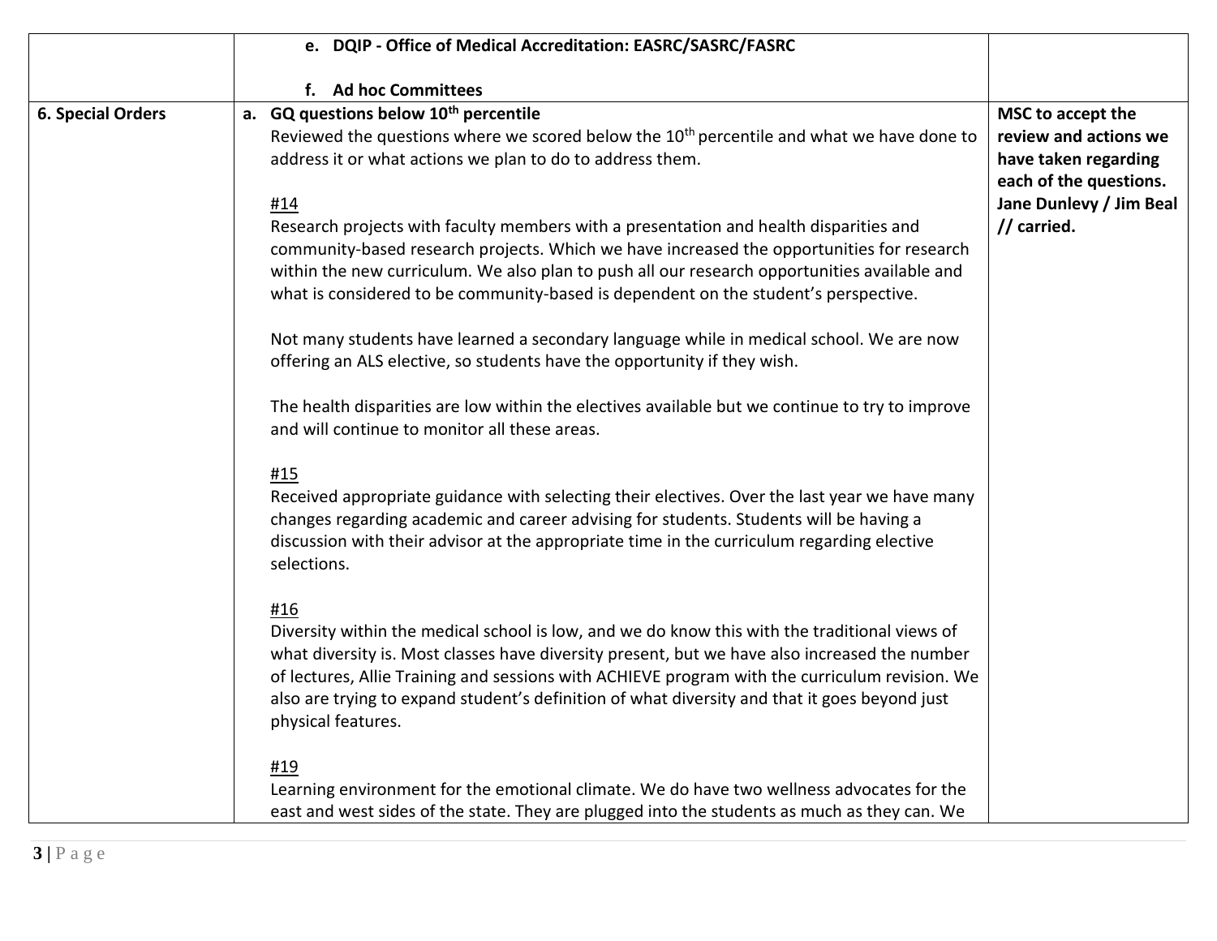| | | |
|---|---|---|
| | **e. DQIP - Office of Medical Accreditation: EASRC/SASRC/FASRC**<br><br>**f. Ad hoc Committees** | |
| **6. Special Orders** | **a. GQ questions below 10th percentile**<br>Reviewed the questions where we scored below the 10th percentile and what we have done to address it or what actions we plan to do to address them.<br><br><u>#14</u><br>Research projects with faculty members with a presentation and health disparities and community-based research projects. Which we have increased the opportunities for research within the new curriculum. We also plan to push all our research opportunities available and what is considered to be community-based is dependent on the student's perspective.<br><br>Not many students have learned a secondary language while in medical school. We are now offering an ALS elective, so students have the opportunity if they wish.<br><br>The health disparities are low within the electives available but we continue to try to improve and will continue to monitor all these areas.<br><br><u>#15</u><br>Received appropriate guidance with selecting their electives. Over the last year we have many changes regarding academic and career advising for students. Students will be having a discussion with their advisor at the appropriate time in the curriculum regarding elective selections.<br><br><u>#16</u><br>Diversity within the medical school is low, and we do know this with the traditional views of what diversity is. Most classes have diversity present, but we have also increased the number of lectures, Allie Training and sessions with ACHIEVE program with the curriculum revision. We also are trying to expand student's definition of what diversity and that it goes beyond just physical features.<br><br><u>#19</u><br>Learning environment for the emotional climate. We do have two wellness advocates for the east and west sides of the state. They are plugged into the students as much as they can. We | **MSC to accept the review and actions we have taken regarding each of the questions. Jane Dunlevy / Jim Beal // carried.** |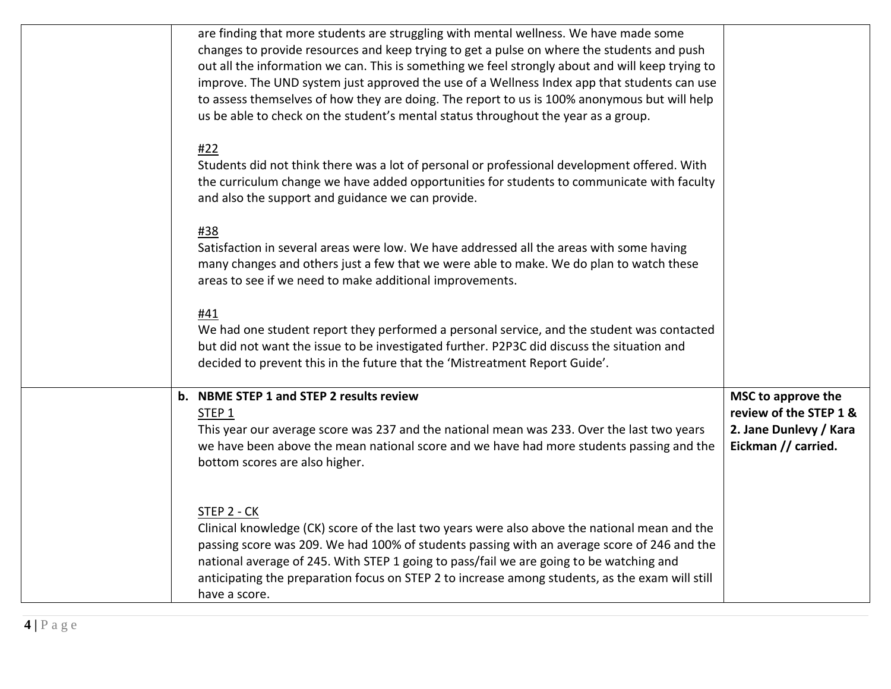| | | |
|---|---|---|
| | are finding that more students are struggling with mental wellness. We have made some changes to provide resources and keep trying to get a pulse on where the students and push out all the information we can. This is something we feel strongly about and will keep trying to improve. The UND system just approved the use of a Wellness Index app that students can use to assess themselves of how they are doing. The report to us is 100% anonymous but will help us be able to check on the student's mental status throughout the year as a group.<br><br>#22<br>Students did not think there was a lot of personal or professional development offered. With the curriculum change we have added opportunities for students to communicate with faculty and also the support and guidance we can provide.<br><br>#38<br>Satisfaction in several areas were low. We have addressed all the areas with some having many changes and others just a few that we were able to make. We do plan to watch these areas to see if we need to make additional improvements.<br><br>#41<br>We had one student report they performed a personal service, and the student was contacted but did not want the issue to be investigated further. P2P3C did discuss the situation and decided to prevent this in the future that the 'Mistreatment Report Guide'. | |
| | **b. NBME STEP 1 and STEP 2 results review**<br>STEP 1<br>This year our average score was 237 and the national mean was 233. Over the last two years we have been above the mean national score and we have had more students passing and the bottom scores are also higher.<br><br>STEP 2 - CK<br>Clinical knowledge (CK) score of the last two years were also above the national mean and the passing score was 209. We had 100% of students passing with an average score of 246 and the national average of 245. With STEP 1 going to pass/fail we are going to be watching and anticipating the preparation focus on STEP 2 to increase among students, as the exam will still have a score. | **MSC to approve the review of the STEP 1 & 2. Jane Dunlevy / Kara Eickman // carried.** |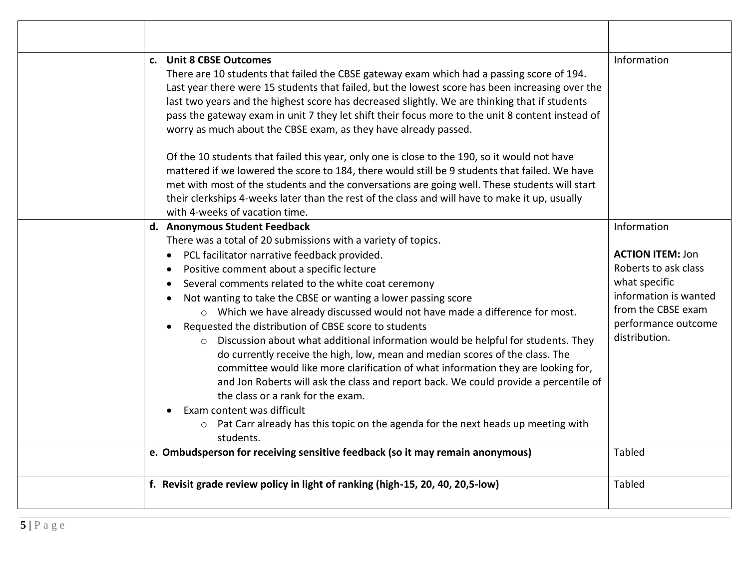| | | |
|---|---|---|
| | **c. Unit 8 CBSE Outcomes**<br>There are 10 students that failed the CBSE gateway exam which had a passing score of 194. Last year there were 15 students that failed, but the lowest score has been increasing over the last two years and the highest score has decreased slightly. We are thinking that if students pass the gateway exam in unit 7 they let shift their focus more to the unit 8 content instead of worry as much about the CBSE exam, as they have already passed.<br><br>Of the 10 students that failed this year, only one is close to the 190, so it would not have mattered if we lowered the score to 184, there would still be 9 students that failed. We have met with most of the students and the conversations are going well. These students will start their clerkships 4-weeks later than the rest of the class and will have to make it up, usually with 4-weeks of vacation time. | Information |
| | **d. Anonymous Student Feedback**<br>There was a total of 20 submissions with a variety of topics.<br>• PCL facilitator narrative feedback provided.<br>• Positive comment about a specific lecture<br>• Several comments related to the white coat ceremony<br>• Not wanting to take the CBSE or wanting a lower passing score<br>&nbsp;&nbsp;&nbsp;&nbsp;○ Which we have already discussed would not have made a difference for most.<br>• Requested the distribution of CBSE score to students<br>&nbsp;&nbsp;&nbsp;&nbsp;○ Discussion about what additional information would be helpful for students. They do currently receive the high, low, mean and median scores of the class. The committee would like more clarification of what information they are looking for, and Jon Roberts will ask the class and report back. We could provide a percentile of the class or a rank for the exam.<br>• Exam content was difficult<br>&nbsp;&nbsp;&nbsp;&nbsp;○ Pat Carr already has this topic on the agenda for the next heads up meeting with students. | Information<br><br>**ACTION ITEM:** Jon Roberts to ask class what specific information is wanted from the CBSE exam performance outcome distribution. |
| | **e. Ombudsperson for receiving sensitive feedback (so it may remain anonymous)** | Tabled |
| | **f. Revisit grade review policy in light of ranking (high-15, 20, 40, 20,5-low)** | Tabled |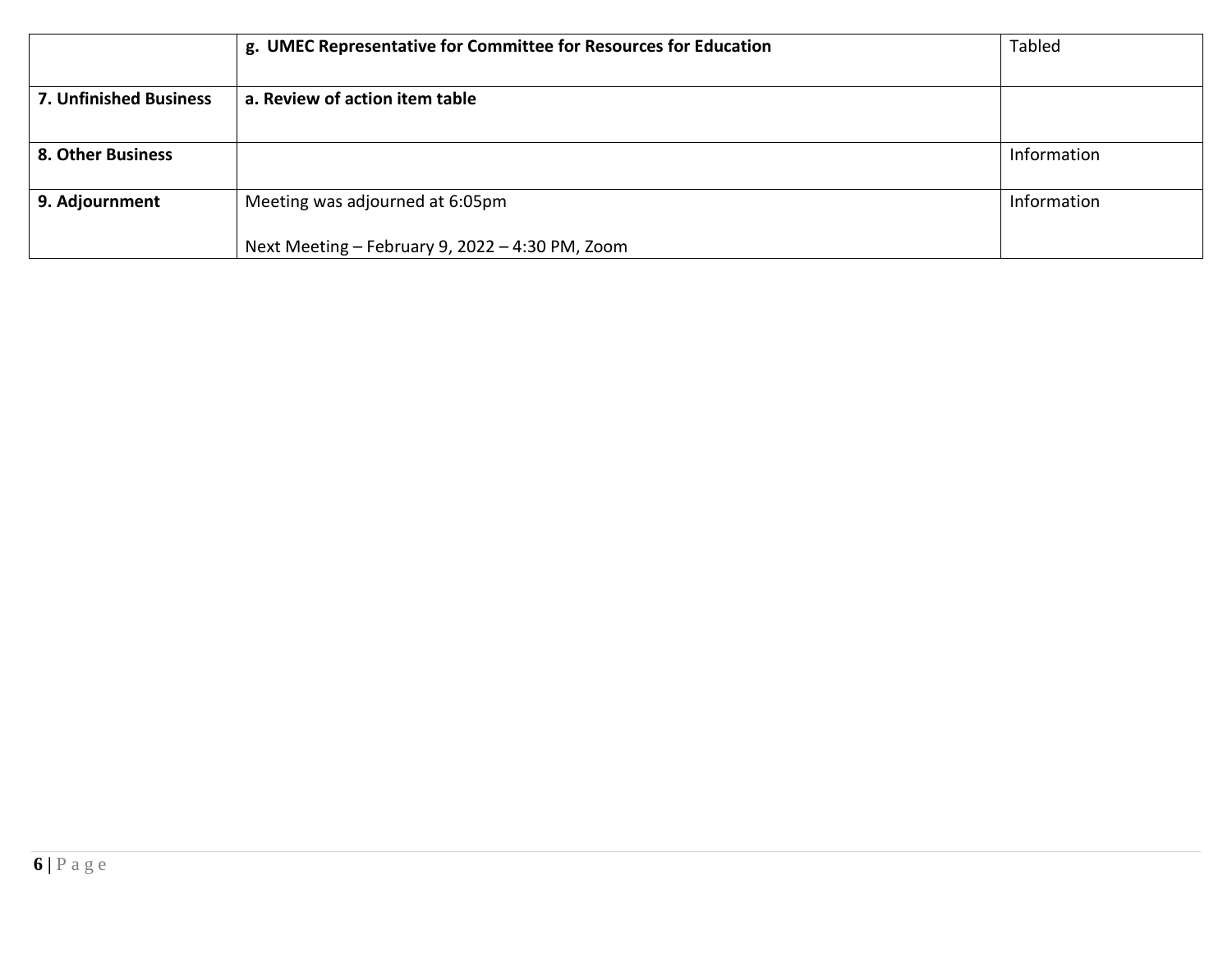| | | |
|---|---|---|
| | **g. UMEC Representative for Committee for Resources for Education** | Tabled |
| **7. Unfinished Business** | **a. Review of action item table** | |
| **8. Other Business** | | Information |
| **9. Adjournment** | Meeting was adjourned at 6:05pm<br><br>Next Meeting – February 9, 2022 – 4:30 PM, Zoom | Information |